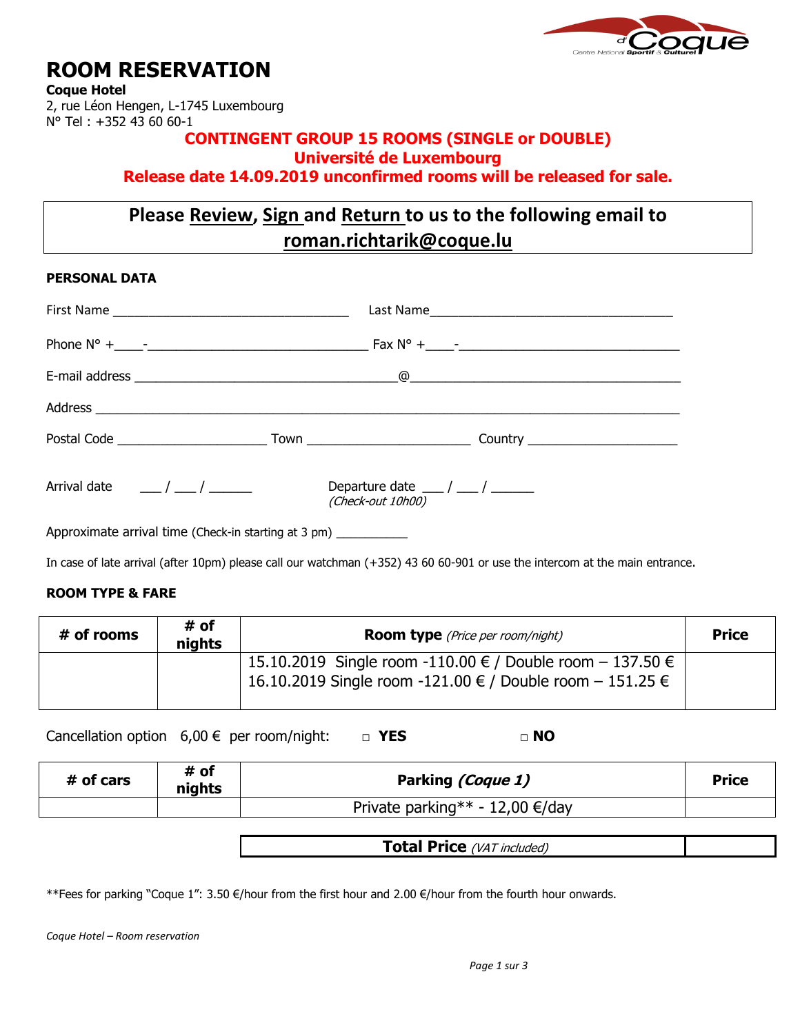# ROOM RESERVATION

**Coque Hotel**
2, rue Léon Hengen, L-1745 Luxembourg
N° Tel : +352 43 60 60-1

**CONTINGENT GROUP 15 ROOMS (SINGLE or DOUBLE)**
**Université de Luxembourg**
**Release date 14.09.2019 unconfirmed rooms will be released for sale.**

**Please Review, Sign and Return to us to the following email to roman.richtarik@coque.lu**

## PERSONAL DATA

First Name ________________________________ Last Name ________________________________

Phone N° +____-______________________________ Fax N° +____-______________________________

E-mail address ___________________________________@_____________________________________

Address ________________________________________________________________________________

Postal Code ____________________ Town ______________________ Country ____________________

Arrival date ___ / ___ / ______ Departure date ___ / ___ / ______
*(Check-out 10h00)*

Approximate arrival time (Check-in starting at 3 pm) __________

In case of late arrival (after 10pm) please call our watchman (+352) 43 60 60-901 or use the intercom at the main entrance.

## ROOM TYPE & FARE

| # of rooms | # of nights | **Room type** *(Price per room/night)* | Price |
|---|---|---|---|
| | | 15.10.2019 Single room -110.00 € / Double room – 137.50 €<br>16.10.2019 Single room -121.00 € / Double room – 151.25 € | |

Cancellation option 6,00 € per room/night: □ **YES** □ **NO**

| # of cars | # of nights | **Parking *(Coque 1)*** | Price |
|---|---|---|---|
| | | Private parking** - 12,00 €/day | |

| **Total Price** *(VAT included)* | |
|---|---|

**Fees for parking "Coque 1": 3.50 €/hour from the first hour and 2.00 €/hour from the fourth hour onwards.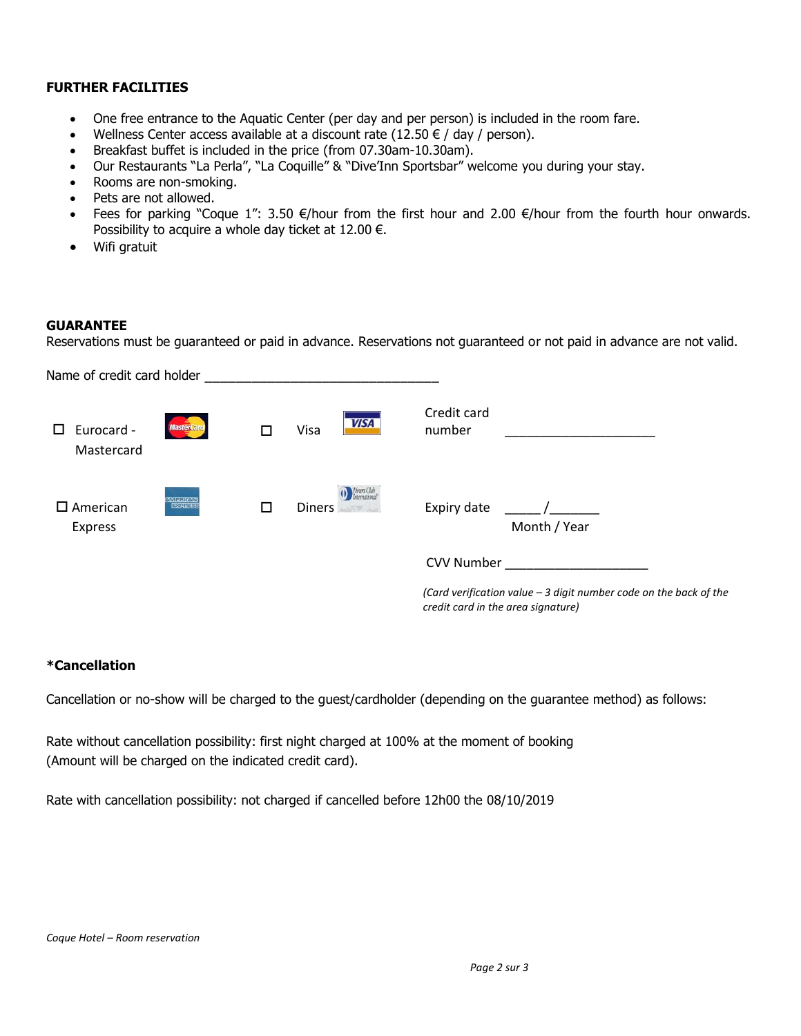**FURTHER FACILITIES**

- One free entrance to the Aquatic Center (per day and per person) is included in the room fare.
- Wellness Center access available at a discount rate (12.50 € / day / person).
- Breakfast buffet is included in the price (from 07.30am-10.30am).
- Our Restaurants "La Perla", "La Coquille" & "Dive'Inn Sportsbar" welcome you during your stay.
- Rooms are non-smoking.
- Pets are not allowed.
- Fees for parking "Coque 1": 3.50 €/hour from the first hour and 2.00 €/hour from the fourth hour onwards. Possibility to acquire a whole day ticket at 12.00 €.
- Wifi gratuit

**GUARANTEE**

Reservations must be guaranteed or paid in advance. Reservations not guaranteed or not paid in advance are not valid.

Name of credit card holder ________________________________

☐ Eurocard - Mastercard ☐ Visa

Credit card number _____________________

☐ American Express ☐ Diners

Expiry date _____ /_______
Month / Year

CVV Number ___________________

*(Card verification value – 3 digit number code on the back of the credit card in the area signature)*

**\*Cancellation**

Cancellation or no-show will be charged to the guest/cardholder (depending on the guarantee method) as follows:

Rate without cancellation possibility: first night charged at 100% at the moment of booking
(Amount will be charged on the indicated credit card).

Rate with cancellation possibility: not charged if cancelled before 12h00 the 08/10/2019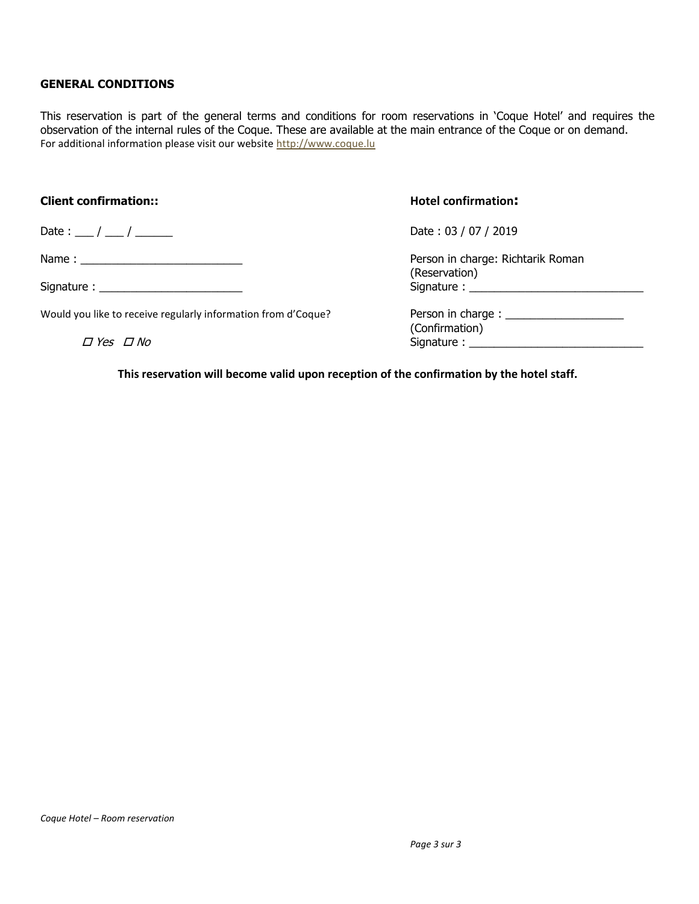**GENERAL CONDITIONS**

This reservation is part of the general terms and conditions for room reservations in 'Coque Hotel' and requires the observation of the internal rules of the Coque. These are available at the main entrance of the Coque or on demand.
For additional information please visit our website http://www.coque.lu

**Client confirmation::**

Date : ___ / ___ / ______

Name : __________________________

Signature : _______________________

Would you like to receive regularly information from d'Coque?

*☐ Yes ☐ No*

**Hotel confirmation:**

Date : 03 / 07 / 2019

Person in charge: Richtarik Roman
(Reservation)
Signature : ____________________________

Person in charge : ___________________
(Confirmation)
Signature : ____________________________

**This reservation will become valid upon reception of the confirmation by the hotel staff.**

*Coque Hotel – Room reservation*